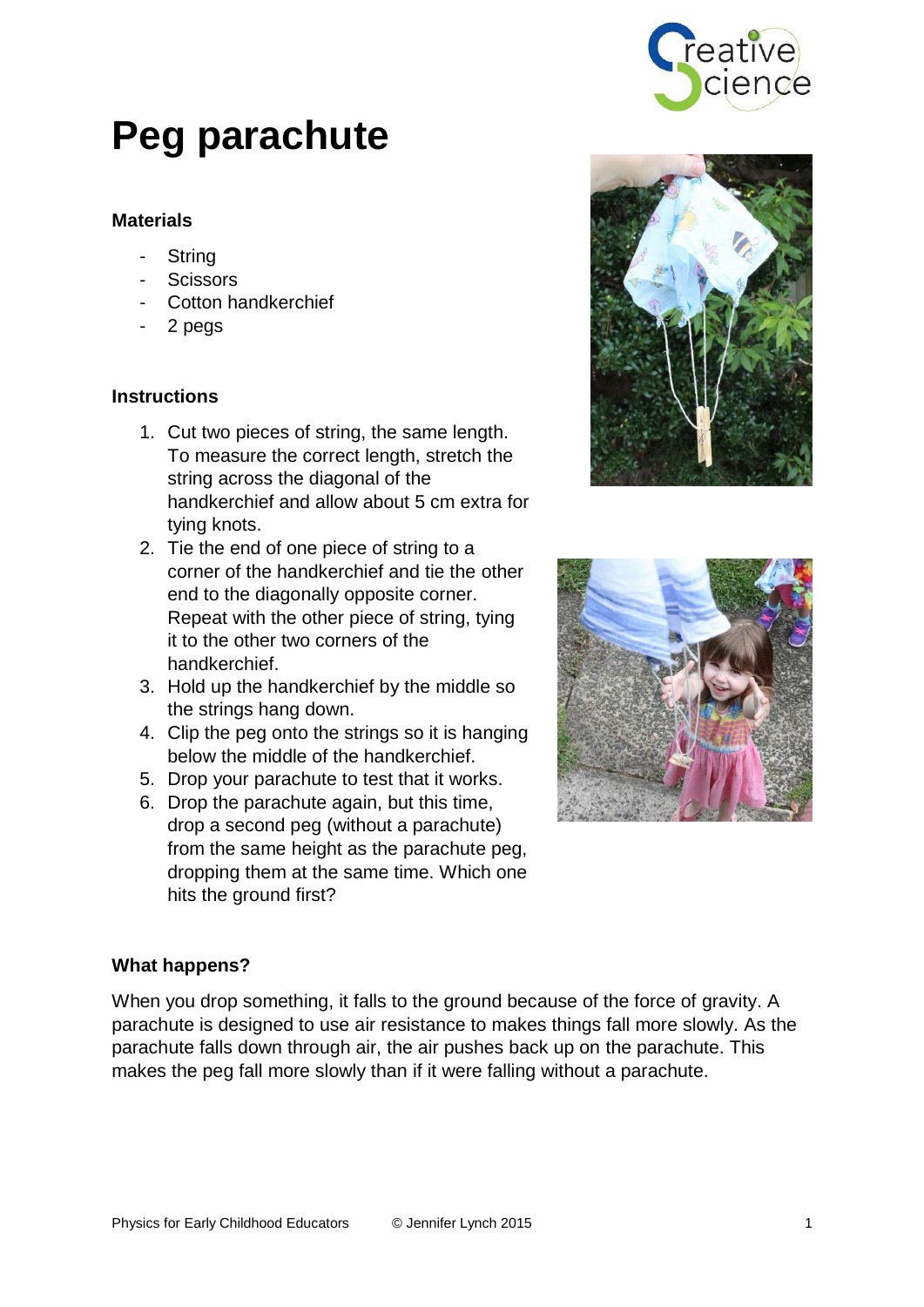# Peg parachute

### Materials

- String
- Scissors
- Cotton handkerchief
- 2 pegs

### Instructions

1. Cut two pieces of string, the same length. To measure the correct length, stretch the string across the diagonal of the handkerchief and allow about 5 cm extra for tying knots.
2. Tie the end of one piece of string to a corner of the handkerchief and tie the other end to the diagonally opposite corner. Repeat with the other piece of string, tying it to the other two corners of the handkerchief.
3. Hold up the handkerchief by the middle so the strings hang down.
4. Clip the peg onto the strings so it is hanging below the middle of the handkerchief.
5. Drop your parachute to test that it works.
6. Drop the parachute again, but this time, drop a second peg (without a parachute) from the same height as the parachute peg, dropping them at the same time. Which one hits the ground first?

### What happens?

When you drop something, it falls to the ground because of the force of gravity. A parachute is designed to use air resistance to makes things fall more slowly. As the parachute falls down through air, the air pushes back up on the parachute. This makes the peg fall more slowly than if it were falling without a parachute.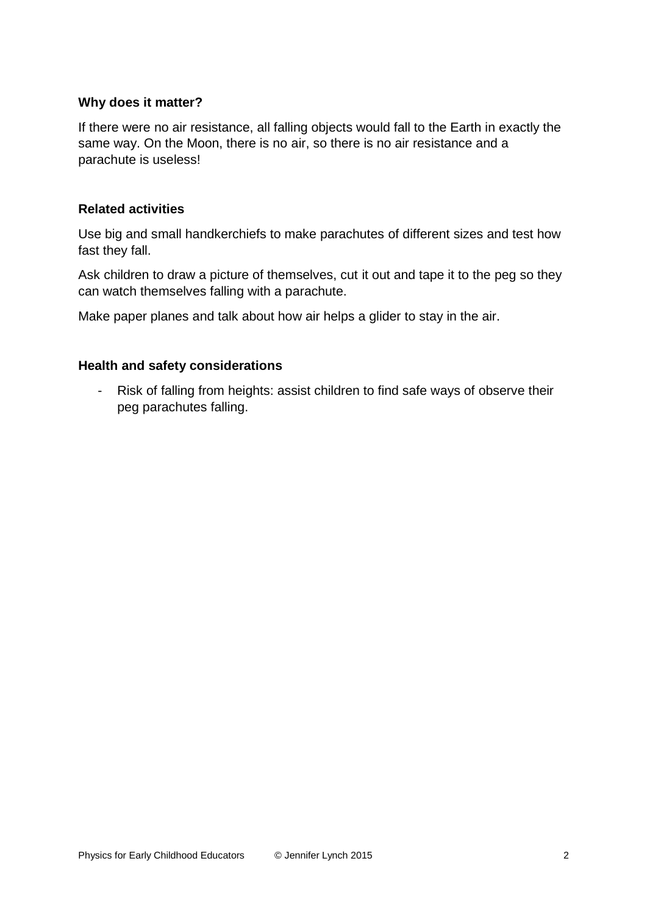### Why does it matter?

If there were no air resistance, all falling objects would fall to the Earth in exactly the same way. On the Moon, there is no air, so there is no air resistance and a parachute is useless!

### Related activities

Use big and small handkerchiefs to make parachutes of different sizes and test how fast they fall.

Ask children to draw a picture of themselves, cut it out and tape it to the peg so they can watch themselves falling with a parachute.

Make paper planes and talk about how air helps a glider to stay in the air.

### Health and safety considerations

- Risk of falling from heights: assist children to find safe ways of observe their peg parachutes falling.